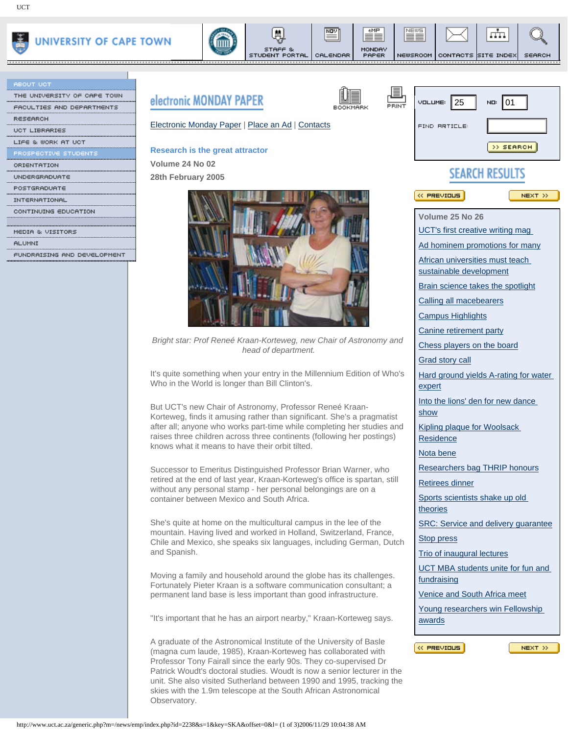# Research is the great attractor

Volume 24 No 02

28th February 2005

*Bright star: Prof Reneé Kraan-Korteweg, new Chair of Astronomy and head of department.*

It's quite something when your entry in the Millennium Edition of Who's Who in the World is longer than Bill Clinton's.

But UCT's new Chair of Astronomy, Professor Reneé Kraan-Korteweg, finds it amusing rather than significant. She's a pragmatist after all; anyone who works part-time while completing her studies and raises three children across three continents (following her postings) knows what it means to have their orbit tilted.

Successor to Emeritus Distinguished Professor Brian Warner, who retired at the end of last year, Kraan-Korteweg's office is spartan, still without any personal stamp - her personal belongings are on a container between Mexico and South Africa.

She's quite at home on the multicultural campus in the lee of the mountain. Having lived and worked in Holland, Switzerland, France, Chile and Mexico, she speaks six languages, including German, Dutch and Spanish.

Moving a family and household around the globe has its challenges. Fortunately Pieter Kraan is a software communication consultant; a permanent land base is less important than good infrastructure.

"It's important that he has an airport nearby," Kraan-Korteweg says.

A graduate of the Astronomical Institute of the University of Basle (magna cum laude, 1985), Kraan-Korteweg has collaborated with Professor Tony Fairall since the early 90s. They co-supervised Dr Patrick Woudt's doctoral studies. Woudt is now a senior lecturer in the unit. She also visited Sutherland between 1990 and 1995, tracking the skies with the 1.9m telescope at the South African Astronomical Observatory.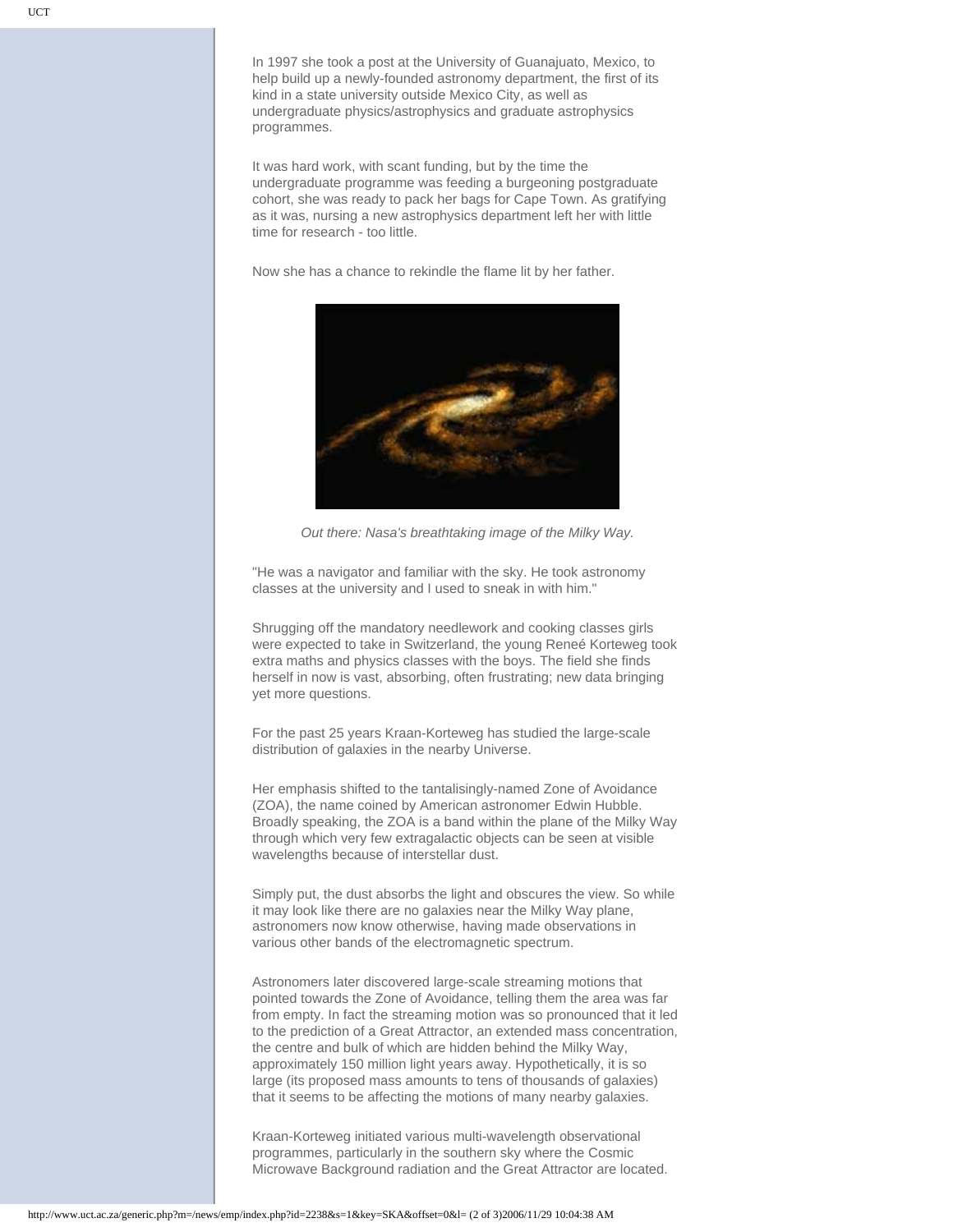In 1997 she took a post at the University of Guanajuato, Mexico, to help build up a newly-founded astronomy department, the first of its kind in a state university outside Mexico City, as well as undergraduate physics/astrophysics and graduate astrophysics programmes.

It was hard work, with scant funding, but by the time the undergraduate programme was feeding a burgeoning postgraduate cohort, she was ready to pack her bags for Cape Town. As gratifying as it was, nursing a new astrophysics department left her with little time for research - too little.

Now she has a chance to rekindle the flame lit by her father.

*Out there: Nasa's breathtaking image of the Milky Way.*

"He was a navigator and familiar with the sky. He took astronomy classes at the university and I used to sneak in with him."

Shrugging off the mandatory needlework and cooking classes girls were expected to take in Switzerland, the young Reneé Korteweg took extra maths and physics classes with the boys. The field she finds herself in now is vast, absorbing, often frustrating; new data bringing yet more questions.

For the past 25 years Kraan-Korteweg has studied the large-scale distribution of galaxies in the nearby Universe.

Her emphasis shifted to the tantalisingly-named Zone of Avoidance (ZOA), the name coined by American astronomer Edwin Hubble. Broadly speaking, the ZOA is a band within the plane of the Milky Way through which very few extragalactic objects can be seen at visible wavelengths because of interstellar dust.

Simply put, the dust absorbs the light and obscures the view. So while it may look like there are no galaxies near the Milky Way plane, astronomers now know otherwise, having made observations in various other bands of the electromagnetic spectrum.

Astronomers later discovered large-scale streaming motions that pointed towards the Zone of Avoidance, telling them the area was far from empty. In fact the streaming motion was so pronounced that it led to the prediction of a Great Attractor, an extended mass concentration, the centre and bulk of which are hidden behind the Milky Way, approximately 150 million light years away. Hypothetically, it is so large (its proposed mass amounts to tens of thousands of galaxies) that it seems to be affecting the motions of many nearby galaxies.

Kraan-Korteweg initiated various multi-wavelength observational programmes, particularly in the southern sky where the Cosmic Microwave Background radiation and the Great Attractor are located.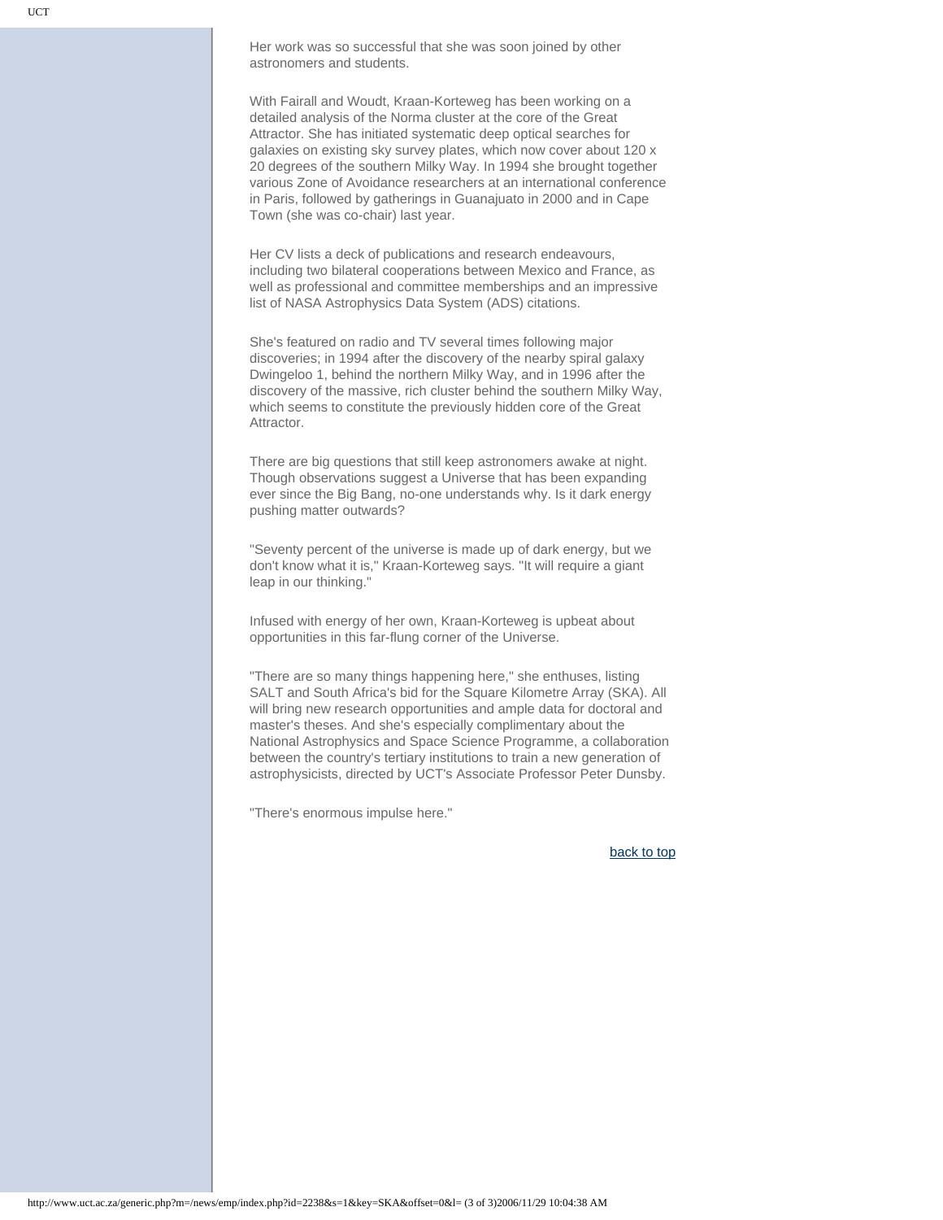Her work was so successful that she was soon joined by other astronomers and students.

With Fairall and Woudt, Kraan-Korteweg has been working on a detailed analysis of the Norma cluster at the core of the Great Attractor. She has initiated systematic deep optical searches for galaxies on existing sky survey plates, which now cover about 120 x 20 degrees of the southern Milky Way. In 1994 she brought together various Zone of Avoidance researchers at an international conference in Paris, followed by gatherings in Guanajuato in 2000 and in Cape Town (she was co-chair) last year.

Her CV lists a deck of publications and research endeavours, including two bilateral cooperations between Mexico and France, as well as professional and committee memberships and an impressive list of NASA Astrophysics Data System (ADS) citations.

She's featured on radio and TV several times following major discoveries; in 1994 after the discovery of the nearby spiral galaxy Dwingeloo 1, behind the northern Milky Way, and in 1996 after the discovery of the massive, rich cluster behind the southern Milky Way, which seems to constitute the previously hidden core of the Great Attractor.

There are big questions that still keep astronomers awake at night. Though observations suggest a Universe that has been expanding ever since the Big Bang, no-one understands why. Is it dark energy pushing matter outwards?

"Seventy percent of the universe is made up of dark energy, but we don't know what it is," Kraan-Korteweg says. "It will require a giant leap in our thinking."

Infused with energy of her own, Kraan-Korteweg is upbeat about opportunities in this far-flung corner of the Universe.

"There are so many things happening here," she enthuses, listing SALT and South Africa's bid for the Square Kilometre Array (SKA). All will bring new research opportunities and ample data for doctoral and master's theses. And she's especially complimentary about the National Astrophysics and Space Science Programme, a collaboration between the country's tertiary institutions to train a new generation of astrophysicists, directed by UCT's Associate Professor Peter Dunsby.

"There's enormous impulse here."

back to top